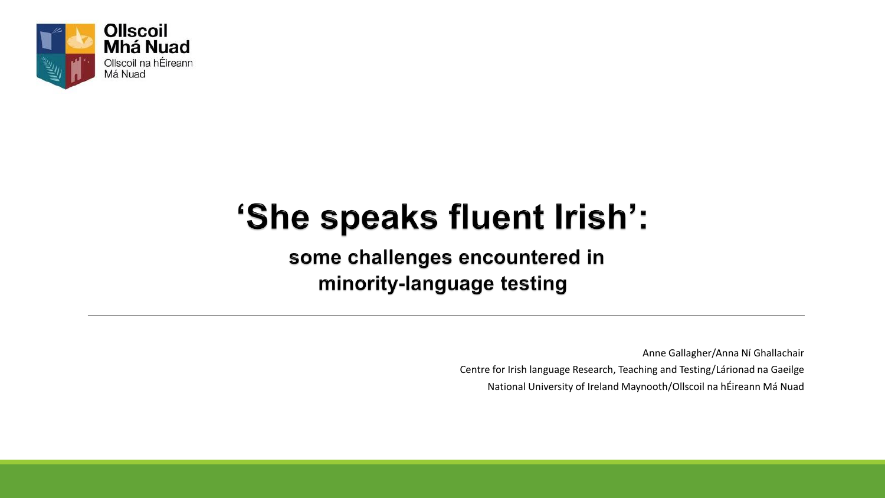Ollscoil Mhá Nuad
Ollscoil na hÉireann Má Nuad

# 'She speaks fluent Irish':

## some challenges encountered in minority-language testing

---

Anne Gallagher/Anna Ní Ghallachair

Centre for Irish language Research, Teaching and Testing/Lárionad na Gaeilge

National University of Ireland Maynooth/Ollscoil na hÉireann Má Nuad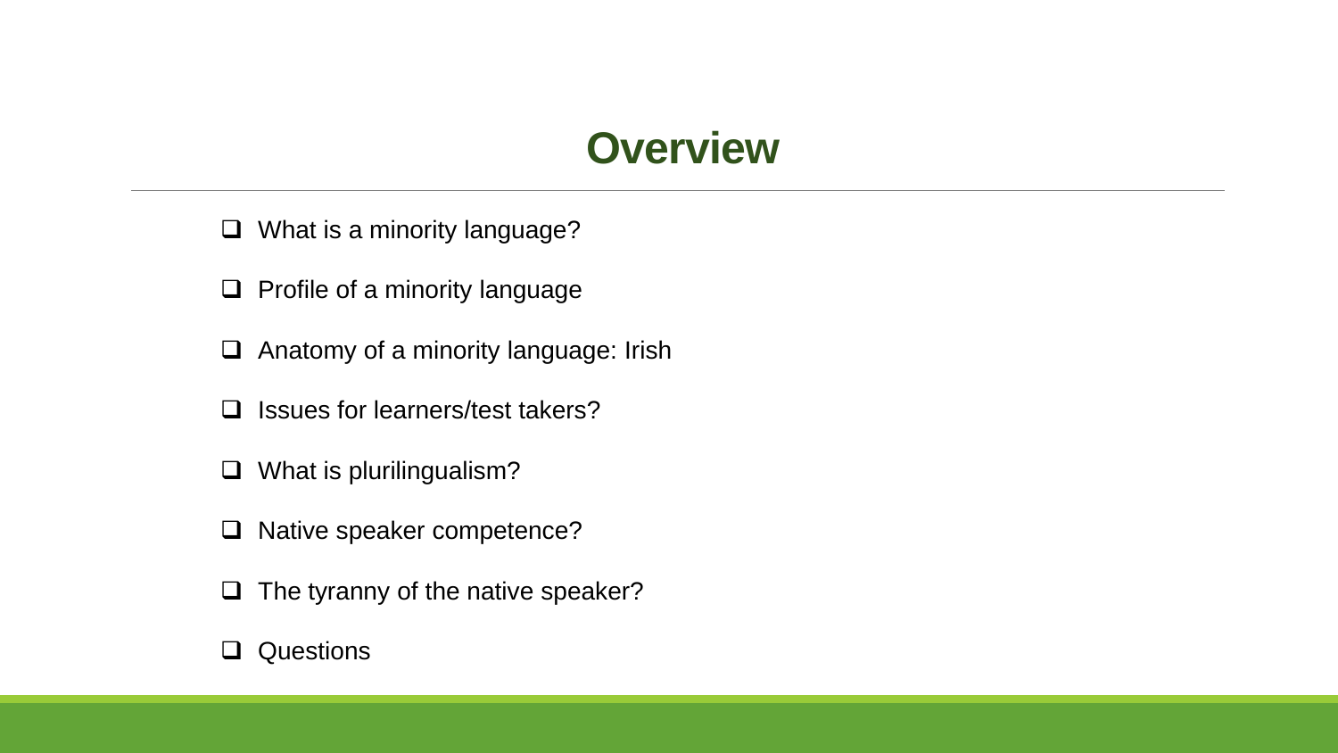# Overview

- What is a minority language?
- Profile of a minority language
- Anatomy of a minority language: Irish
- Issues for learners/test takers?
- What is plurilingualism?
- Native speaker competence?
- The tyranny of the native speaker?
- Questions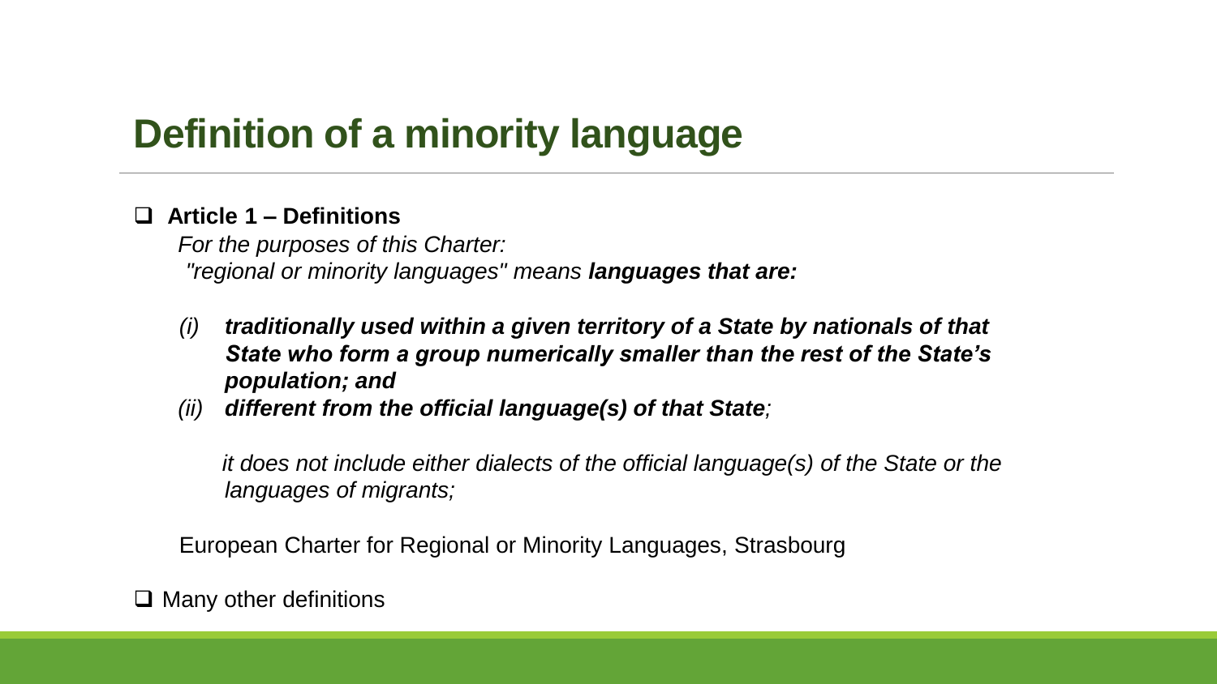# Definition of a minority language

- **Article 1 – Definitions**

  *For the purposes of this Charter:*

  *"regional or minority languages" means* ***languages that are:***

  *(i)* ***traditionally used within a given territory of a State by nationals of that State who form a group numerically smaller than the rest of the State's population; and***

  *(ii)* ***different from the official language(s) of that State****;*

  *it does not include either dialects of the official language(s) of the State or the languages of migrants;*

  European Charter for Regional or Minority Languages, Strasbourg

- Many other definitions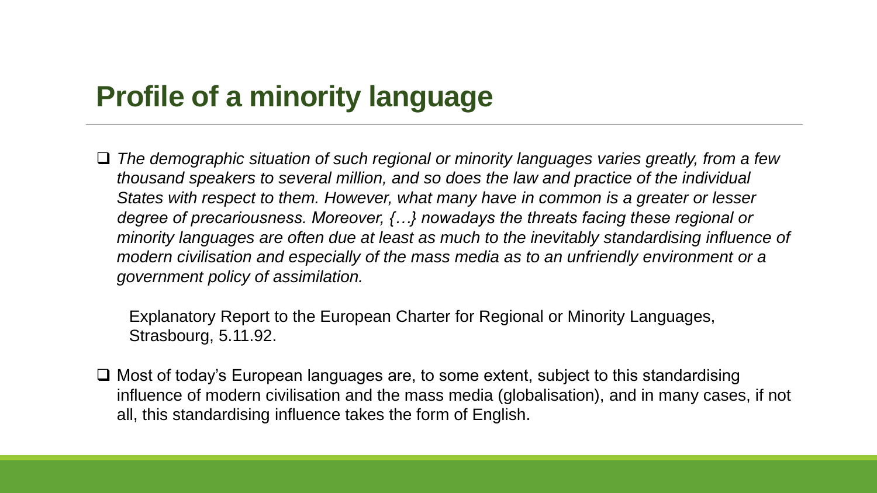# Profile of a minority language

- *The demographic situation of such regional or minority languages varies greatly, from a few thousand speakers to several million, and so does the law and practice of the individual States with respect to them. However, what many have in common is a greater or lesser degree of precariousness. Moreover, {…} nowadays the threats facing these regional or minority languages are often due at least as much to the inevitably standardising influence of modern civilisation and especially of the mass media as to an unfriendly environment or a government policy of assimilation.*

  Explanatory Report to the European Charter for Regional or Minority Languages, Strasbourg, 5.11.92.

- Most of today's European languages are, to some extent, subject to this standardising influence of modern civilisation and the mass media (globalisation), and in many cases, if not all, this standardising influence takes the form of English.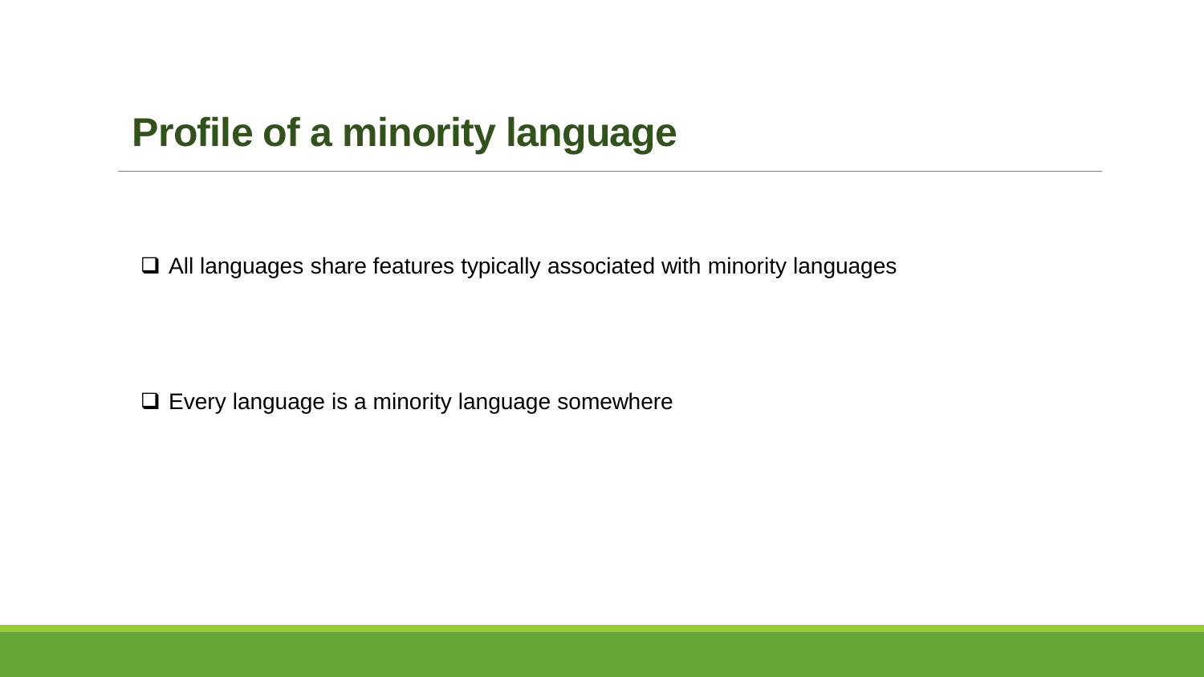# Profile of a minority language

- All languages share features typically associated with minority languages

- Every language is a minority language somewhere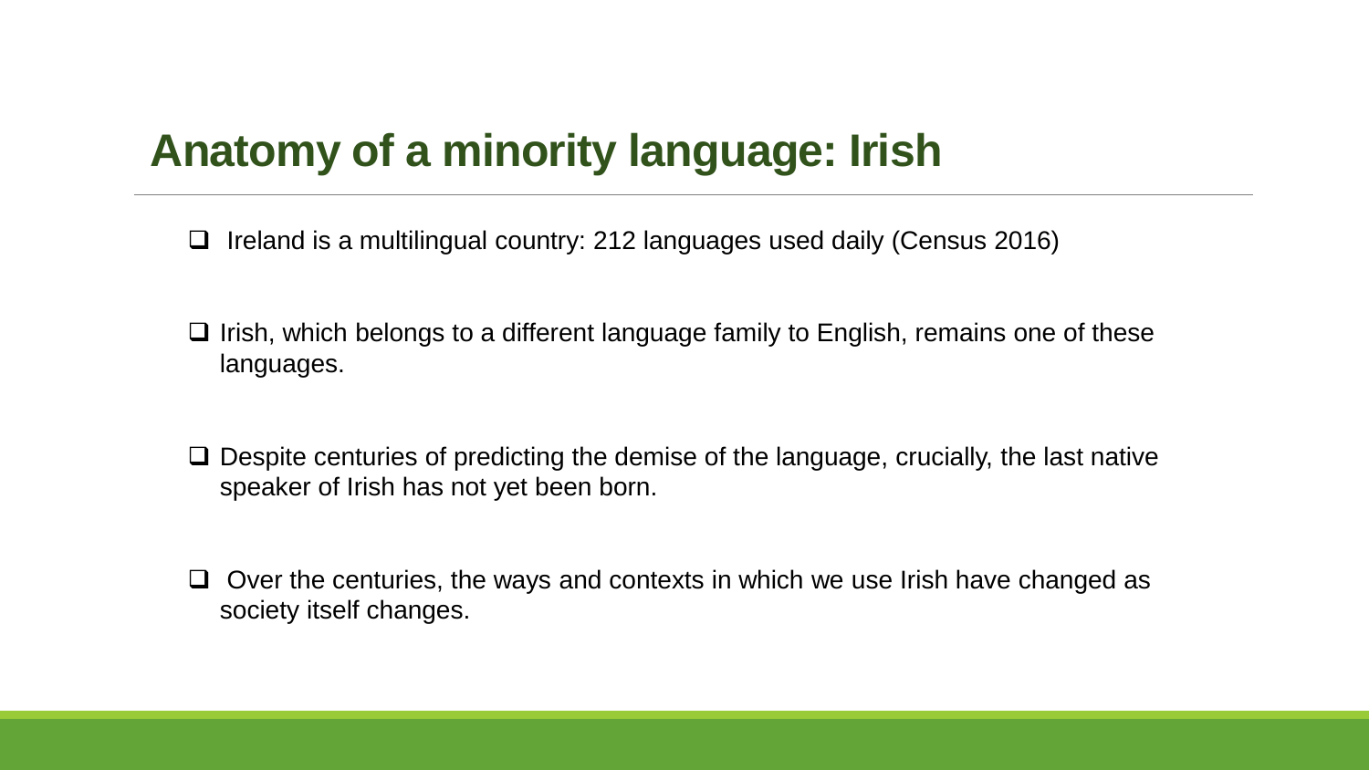# Anatomy of a minority language: Irish

- Ireland is a multilingual country: 212 languages used daily (Census 2016)
- Irish, which belongs to a different language family to English, remains one of these languages.
- Despite centuries of predicting the demise of the language, crucially, the last native speaker of Irish has not yet been born.
- Over the centuries, the ways and contexts in which we use Irish have changed as society itself changes.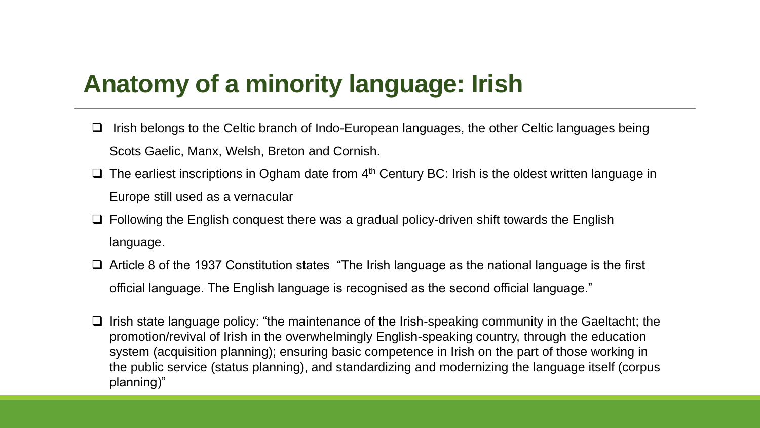# Anatomy of a minority language: Irish

- Irish belongs to the Celtic branch of Indo-European languages, the other Celtic languages being Scots Gaelic, Manx, Welsh, Breton and Cornish.
- The earliest inscriptions in Ogham date from 4th Century BC: Irish is the oldest written language in Europe still used as a vernacular
- Following the English conquest there was a gradual policy-driven shift towards the English language.
- Article 8 of the 1937 Constitution states "The Irish language as the national language is the first official language. The English language is recognised as the second official language."
- Irish state language policy: "the maintenance of the Irish-speaking community in the Gaeltacht; the promotion/revival of Irish in the overwhelmingly English-speaking country, through the education system (acquisition planning); ensuring basic competence in Irish on the part of those working in the public service (status planning), and standardizing and modernizing the language itself (corpus planning)"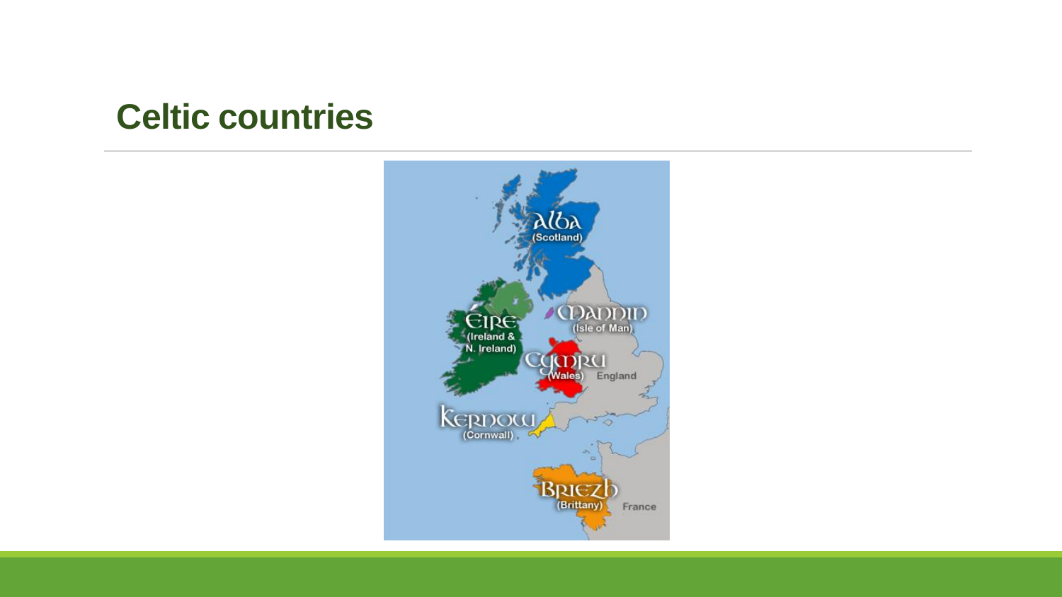# Celtic countries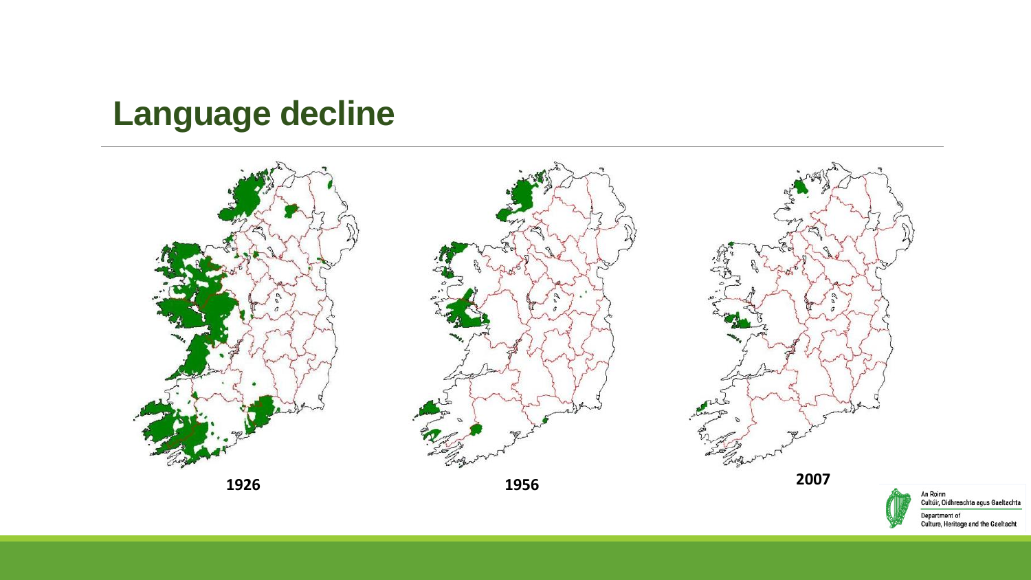# Language decline

1926

1956

2007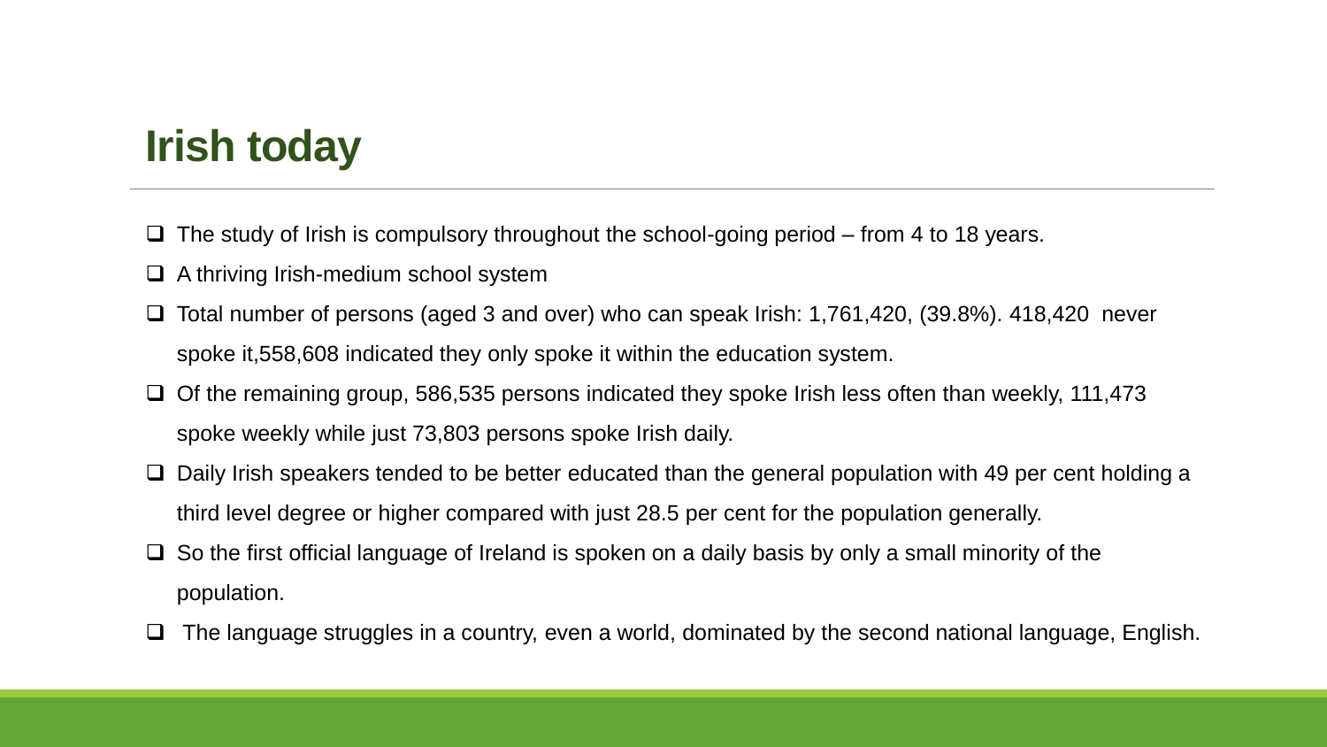# Irish today

- The study of Irish is compulsory throughout the school-going period – from 4 to 18 years.
- A thriving Irish-medium school system
- Total number of persons (aged 3 and over) who can speak Irish: 1,761,420, (39.8%). 418,420 never spoke it,558,608 indicated they only spoke it within the education system.
- Of the remaining group, 586,535 persons indicated they spoke Irish less often than weekly, 111,473 spoke weekly while just 73,803 persons spoke Irish daily.
- Daily Irish speakers tended to be better educated than the general population with 49 per cent holding a third level degree or higher compared with just 28.5 per cent for the population generally.
- So the first official language of Ireland is spoken on a daily basis by only a small minority of the population.
- The language struggles in a country, even a world, dominated by the second national language, English.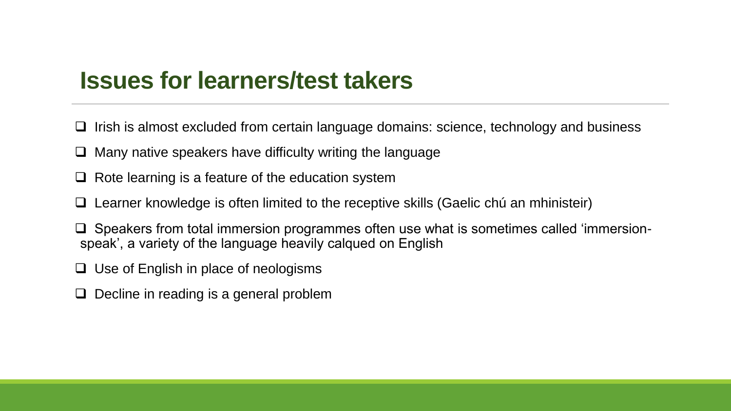## Issues for learners/test takers

- Irish is almost excluded from certain language domains: science, technology and business
- Many native speakers have difficulty writing the language
- Rote learning is a feature of the education system
- Learner knowledge is often limited to the receptive skills (Gaelic chú an mhinisteir)
- Speakers from total immersion programmes often use what is sometimes called 'immersion-speak', a variety of the language heavily calqued on English
- Use of English in place of neologisms
- Decline in reading is a general problem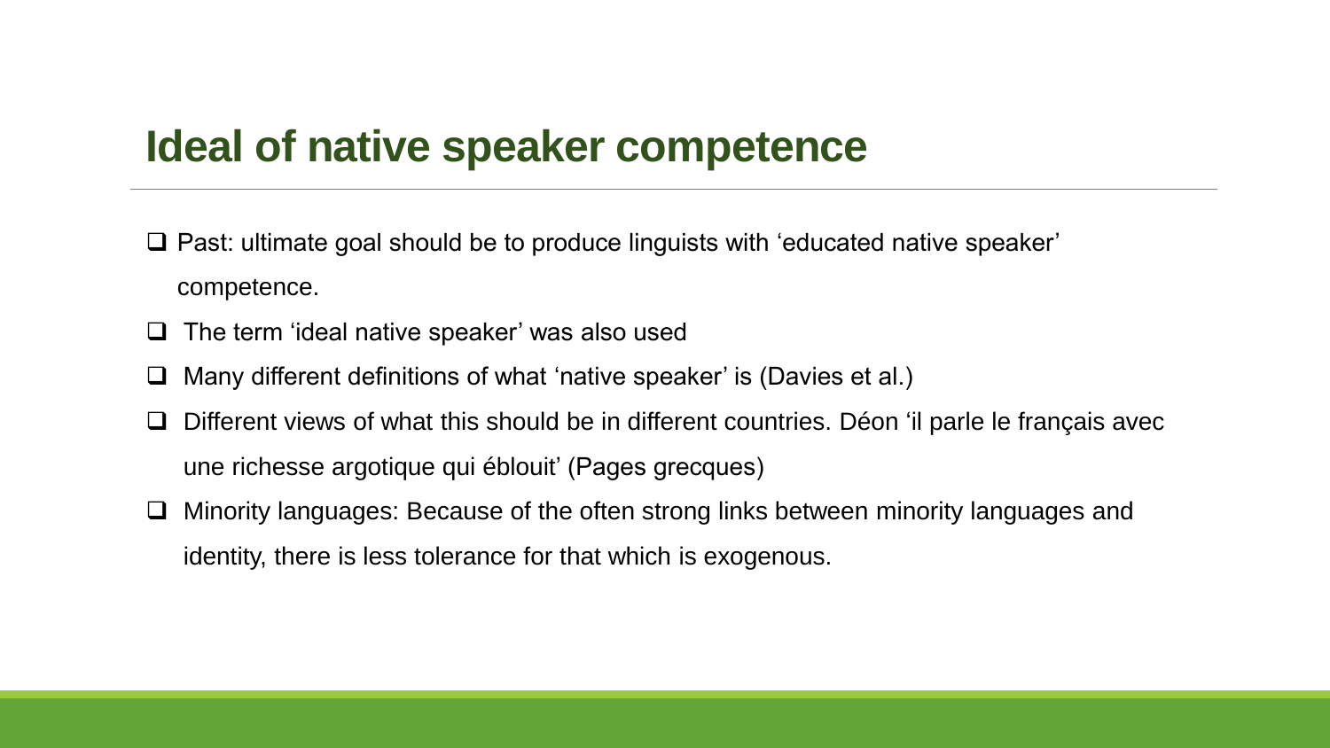## Ideal of native speaker competence

- Past: ultimate goal should be to produce linguists with 'educated native speaker' competence.
- The term 'ideal native speaker' was also used
- Many different definitions of what 'native speaker' is (Davies et al.)
- Different views of what this should be in different countries. Déon 'il parle le français avec une richesse argotique qui éblouit' (Pages grecques)
- Minority languages: Because of the often strong links between minority languages and identity, there is less tolerance for that which is exogenous.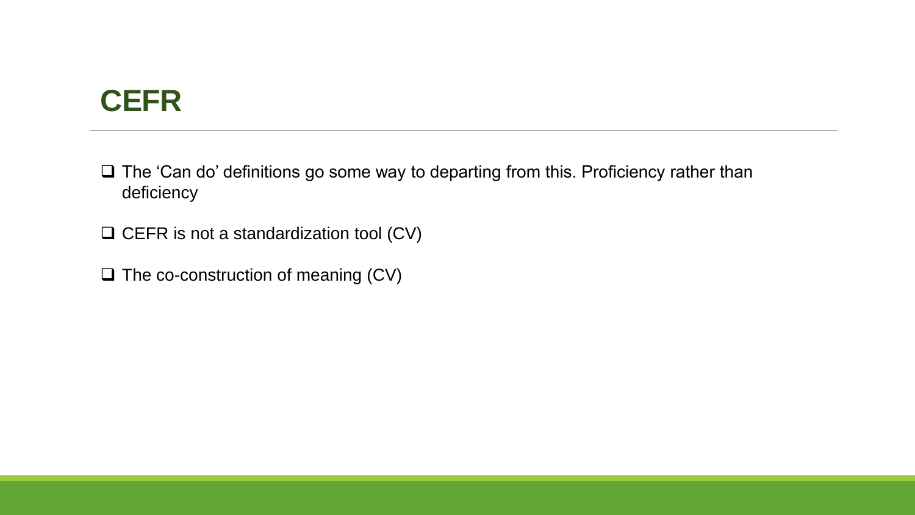# CEFR

- The 'Can do' definitions go some way to departing from this. Proficiency rather than deficiency
- CEFR is not a standardization tool (CV)
- The co-construction of meaning (CV)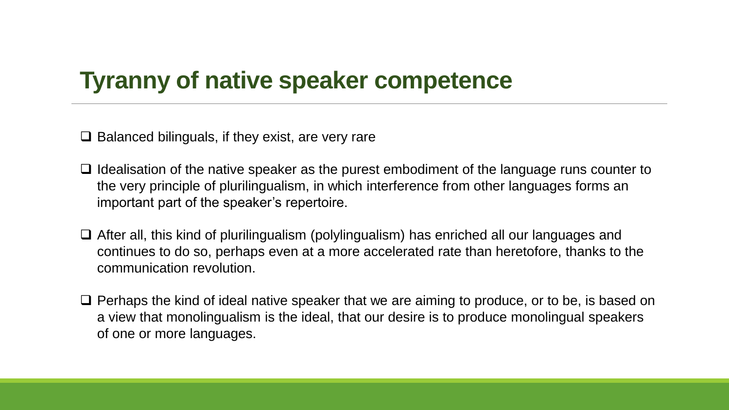# Tyranny of native speaker competence

- Balanced bilinguals, if they exist, are very rare
- Idealisation of the native speaker as the purest embodiment of the language runs counter to the very principle of plurilingualism, in which interference from other languages forms an important part of the speaker's repertoire.
- After all, this kind of plurilingualism (polylingualism) has enriched all our languages and continues to do so, perhaps even at a more accelerated rate than heretofore, thanks to the communication revolution.
- Perhaps the kind of ideal native speaker that we are aiming to produce, or to be, is based on a view that monolingualism is the ideal, that our desire is to produce monolingual speakers of one or more languages.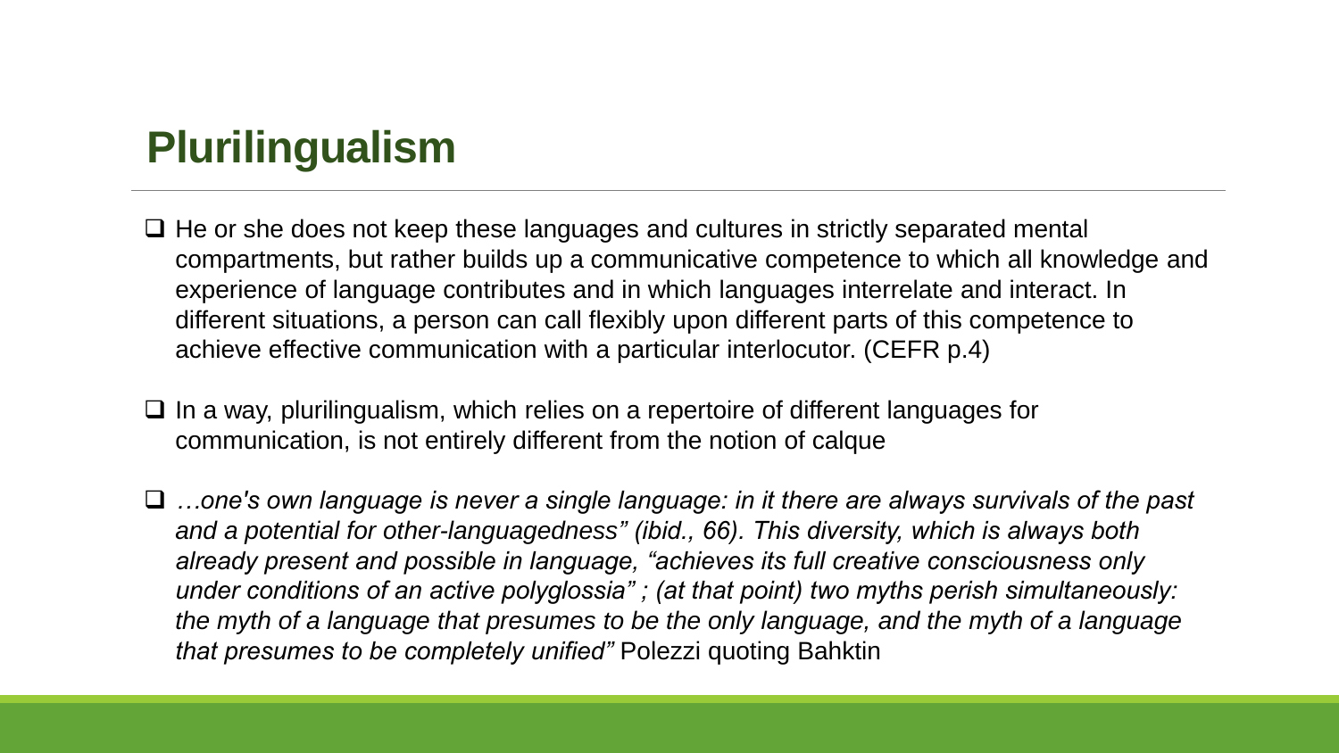# Plurilingualism

- He or she does not keep these languages and cultures in strictly separated mental compartments, but rather builds up a communicative competence to which all knowledge and experience of language contributes and in which languages interrelate and interact. In different situations, a person can call flexibly upon different parts of this competence to achieve effective communication with a particular interlocutor. (CEFR p.4)

- In a way, plurilingualism, which relies on a repertoire of different languages for communication, is not entirely different from the notion of calque

- *…one's own language is never a single language: in it there are always survivals of the past and a potential for other-languagedness" (ibid., 66). This diversity, which is always both already present and possible in language, "achieves its full creative consciousness only under conditions of an active polyglossia" ; (at that point) two myths perish simultaneously: the myth of a language that presumes to be the only language, and the myth of a language that presumes to be completely unified"* Polezzi quoting Bahktin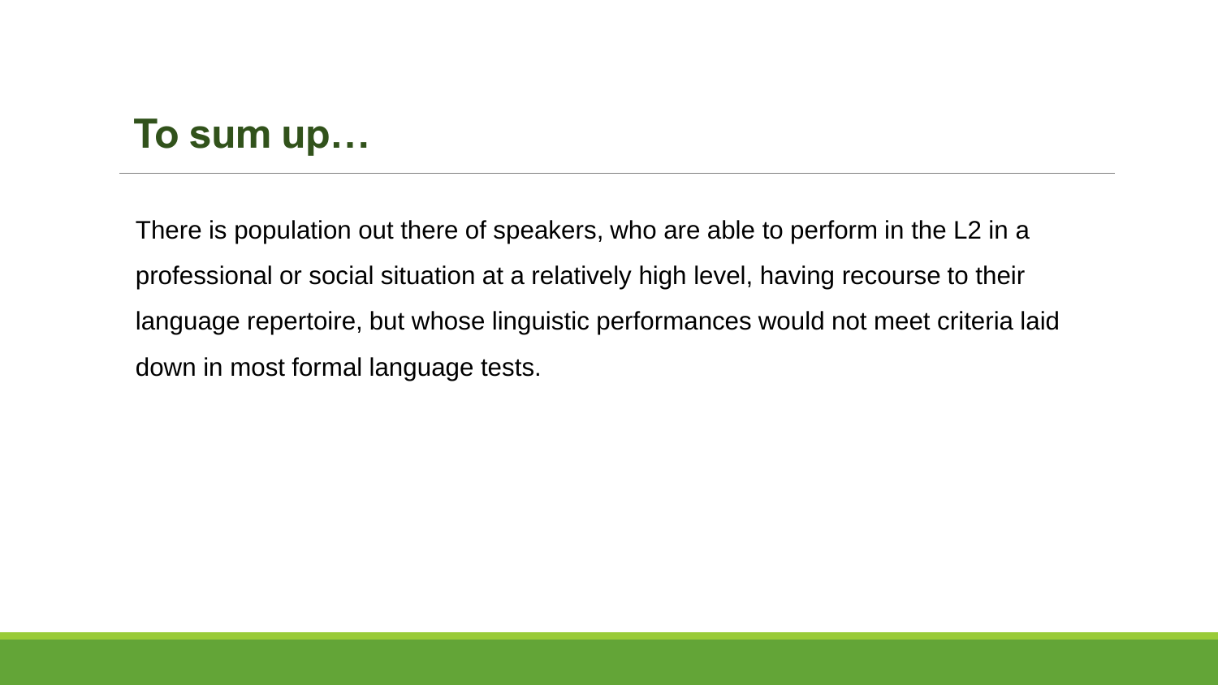## To sum up…

There is population out there of speakers, who are able to perform in the L2 in a professional or social situation at a relatively high level, having recourse to their language repertoire, but whose linguistic performances would not meet criteria laid down in most formal language tests.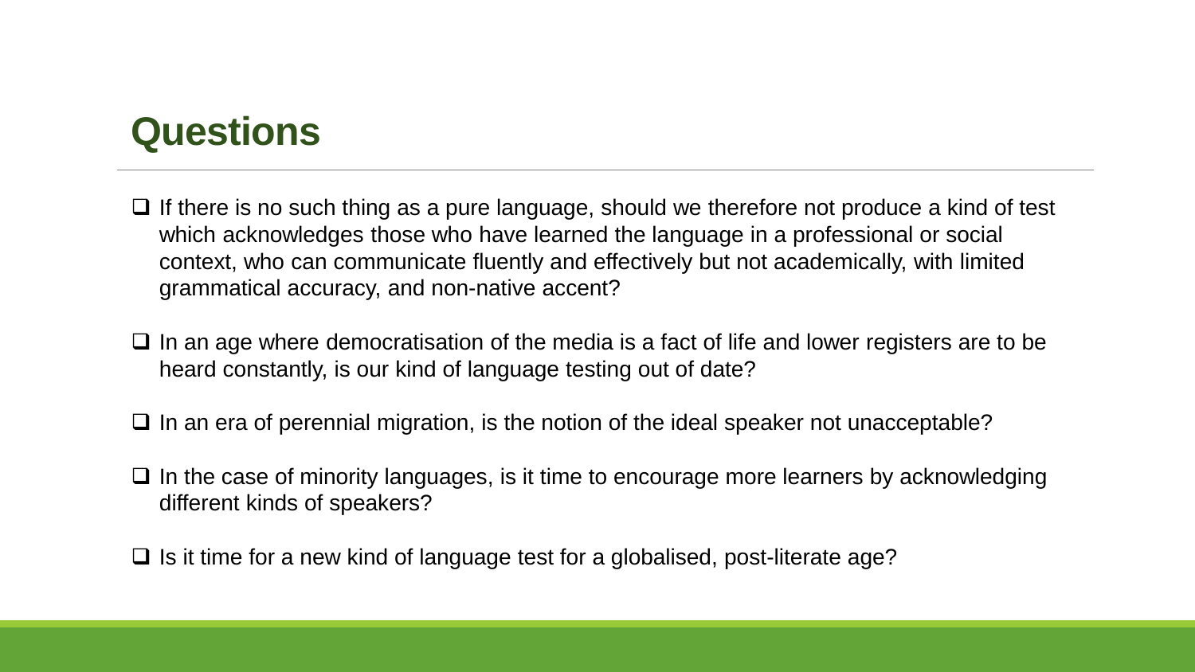# Questions

- If there is no such thing as a pure language, should we therefore not produce a kind of test which acknowledges those who have learned the language in a professional or social context, who can communicate fluently and effectively but not academically, with limited grammatical accuracy, and non-native accent?
- In an age where democratisation of the media is a fact of life and lower registers are to be heard constantly, is our kind of language testing out of date?
- In an era of perennial migration, is the notion of the ideal speaker not unacceptable?
- In the case of minority languages, is it time to encourage more learners by acknowledging different kinds of speakers?
- Is it time for a new kind of language test for a globalised, post-literate age?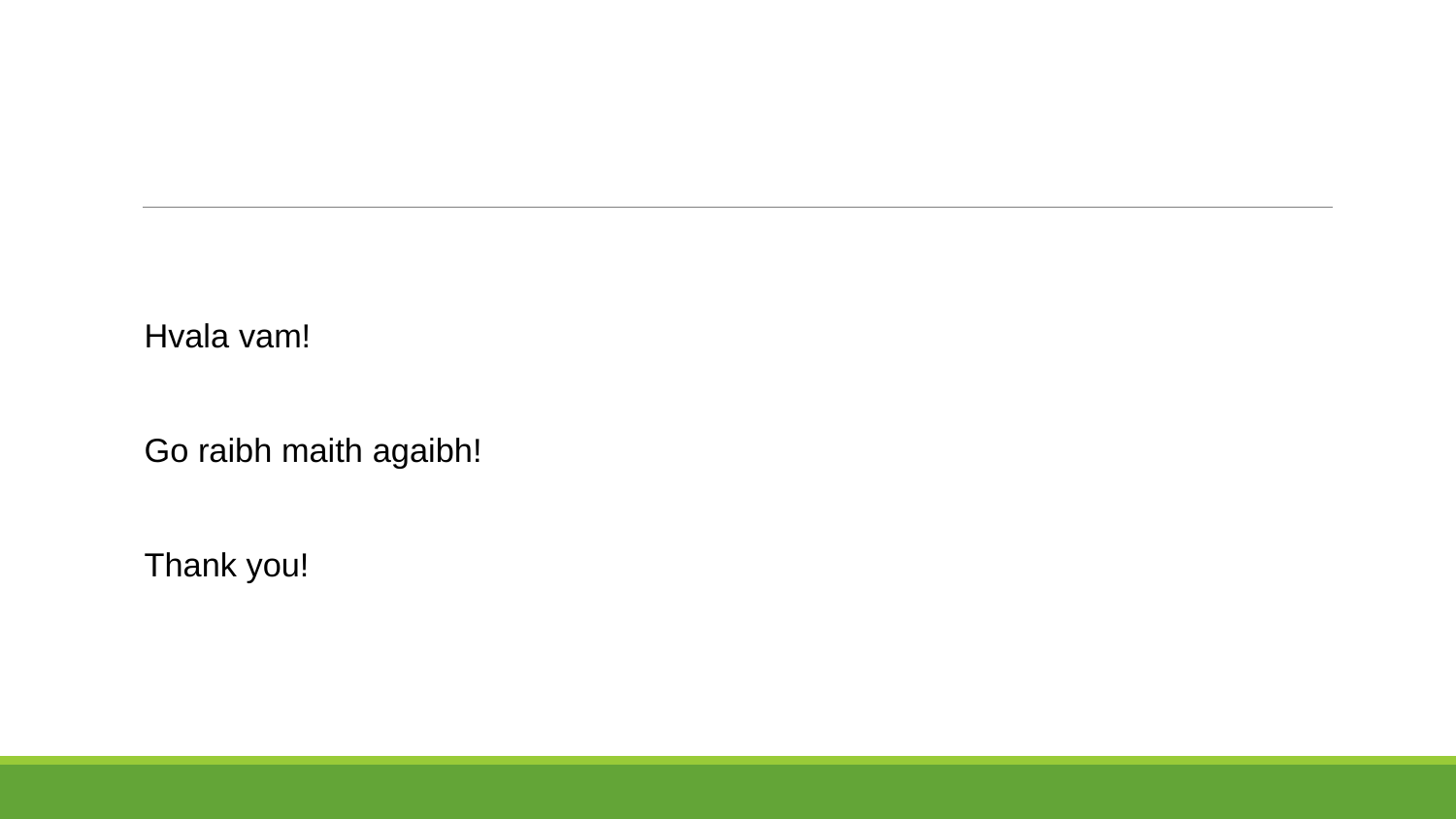Hvala vam!

Go raibh maith agaibh!

Thank you!